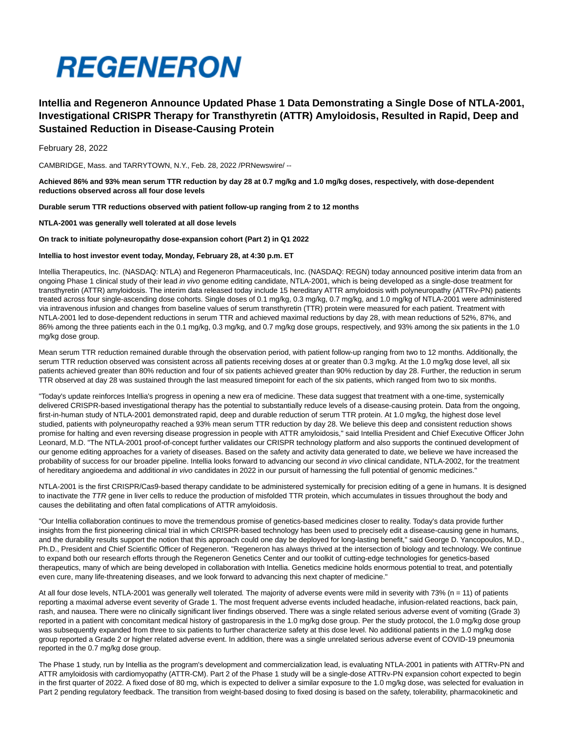# REGENERON

## Intellia and Regeneron Announce Updated Phase 1 Data Demonstrating a Single Dose of NTLA-2001, Investigational CRISPR Therapy for Transthyretin (ATTR) Amyloidosis, Resulted in Rapid, Deep and Sustained Reduction in Disease-Causing Protein

February 28, 2022

CAMBRIDGE, Mass. and TARRYTOWN, N.Y., Feb. 28, 2022 /PRNewswire/ --

**Achieved 86% and 93% mean serum TTR reduction by day 28 at 0.7 mg/kg and 1.0 mg/kg doses, respectively, with dose-dependent reductions observed across all four dose levels**

**Durable serum TTR reductions observed with patient follow-up ranging from 2 to 12 months**

**NTLA-2001 was generally well tolerated at all dose levels**

**On track to initiate polyneuropathy dose-expansion cohort (Part 2) in Q1 2022**

**Intellia to host investor event today, Monday, February 28, at 4:30 p.m. ET**

Intellia Therapeutics, Inc. (NASDAQ: NTLA) and Regeneron Pharmaceuticals, Inc. (NASDAQ: REGN) today announced positive interim data from an ongoing Phase 1 clinical study of their lead *in vivo* genome editing candidate, NTLA-2001, which is being developed as a single-dose treatment for transthyretin (ATTR) amyloidosis. The interim data released today include 15 hereditary ATTR amyloidosis with polyneuropathy (ATTRv-PN) patients treated across four single-ascending dose cohorts. Single doses of 0.1 mg/kg, 0.3 mg/kg, 0.7 mg/kg, and 1.0 mg/kg of NTLA-2001 were administered via intravenous infusion and changes from baseline values of serum transthyretin (TTR) protein were measured for each patient. Treatment with NTLA-2001 led to dose-dependent reductions in serum TTR and achieved maximal reductions by day 28, with mean reductions of 52%, 87%, and 86% among the three patients each in the 0.1 mg/kg, 0.3 mg/kg, and 0.7 mg/kg dose groups, respectively, and 93% among the six patients in the 1.0 mg/kg dose group.

Mean serum TTR reduction remained durable through the observation period, with patient follow-up ranging from two to 12 months. Additionally, the serum TTR reduction observed was consistent across all patients receiving doses at or greater than 0.3 mg/kg. At the 1.0 mg/kg dose level, all six patients achieved greater than 80% reduction and four of six patients achieved greater than 90% reduction by day 28. Further, the reduction in serum TTR observed at day 28 was sustained through the last measured timepoint for each of the six patients, which ranged from two to six months.

"Today's update reinforces Intellia's progress in opening a new era of medicine. These data suggest that treatment with a one-time, systemically delivered CRISPR-based investigational therapy has the potential to substantially reduce levels of a disease-causing protein. Data from the ongoing, first-in-human study of NTLA-2001 demonstrated rapid, deep and durable reduction of serum TTR protein. At 1.0 mg/kg, the highest dose level studied, patients with polyneuropathy reached a 93% mean serum TTR reduction by day 28. We believe this deep and consistent reduction shows promise for halting and even reversing disease progression in people with ATTR amyloidosis," said Intellia President and Chief Executive Officer John Leonard, M.D. "The NTLA-2001 proof-of-concept further validates our CRISPR technology platform and also supports the continued development of our genome editing approaches for a variety of diseases. Based on the safety and activity data generated to date, we believe we have increased the probability of success for our broader pipeline. Intellia looks forward to advancing our second *in vivo* clinical candidate, NTLA-2002, for the treatment of hereditary angioedema and additional *in vivo* candidates in 2022 in our pursuit of harnessing the full potential of genomic medicines."

NTLA-2001 is the first CRISPR/Cas9-based therapy candidate to be administered systemically for precision editing of a gene in humans. It is designed to inactivate the *TTR* gene in liver cells to reduce the production of misfolded TTR protein, which accumulates in tissues throughout the body and causes the debilitating and often fatal complications of ATTR amyloidosis.

"Our Intellia collaboration continues to move the tremendous promise of genetics-based medicines closer to reality. Today's data provide further insights from the first pioneering clinical trial in which CRISPR-based technology has been used to precisely edit a disease-causing gene in humans, and the durability results support the notion that this approach could one day be deployed for long-lasting benefit," said George D. Yancopoulos, M.D., Ph.D., President and Chief Scientific Officer of Regeneron. "Regeneron has always thrived at the intersection of biology and technology. We continue to expand both our research efforts through the Regeneron Genetics Center and our toolkit of cutting-edge technologies for genetics-based therapeutics, many of which are being developed in collaboration with Intellia. Genetics medicine holds enormous potential to treat, and potentially even cure, many life-threatening diseases, and we look forward to advancing this next chapter of medicine."

At all four dose levels, NTLA-2001 was generally well tolerated*.* The majority of adverse events were mild in severity with 73% (n = 11) of patients reporting a maximal adverse event severity of Grade 1. The most frequent adverse events included headache, infusion-related reactions, back pain, rash, and nausea. There were no clinically significant liver findings observed. There was a single related serious adverse event of vomiting (Grade 3) reported in a patient with concomitant medical history of gastroparesis in the 1.0 mg/kg dose group. Per the study protocol, the 1.0 mg/kg dose group was subsequently expanded from three to six patients to further characterize safety at this dose level. No additional patients in the 1.0 mg/kg dose group reported a Grade 2 or higher related adverse event. In addition, there was a single unrelated serious adverse event of COVID-19 pneumonia reported in the 0.7 mg/kg dose group.

The Phase 1 study, run by Intellia as the program's development and commercialization lead, is evaluating NTLA-2001 in patients with ATTRv-PN and ATTR amyloidosis with cardiomyopathy (ATTR-CM). Part 2 of the Phase 1 study will be a single-dose ATTRv-PN expansion cohort expected to begin in the first quarter of 2022. A fixed dose of 80 mg, which is expected to deliver a similar exposure to the 1.0 mg/kg dose, was selected for evaluation in Part 2 pending regulatory feedback. The transition from weight-based dosing to fixed dosing is based on the safety, tolerability, pharmacokinetic and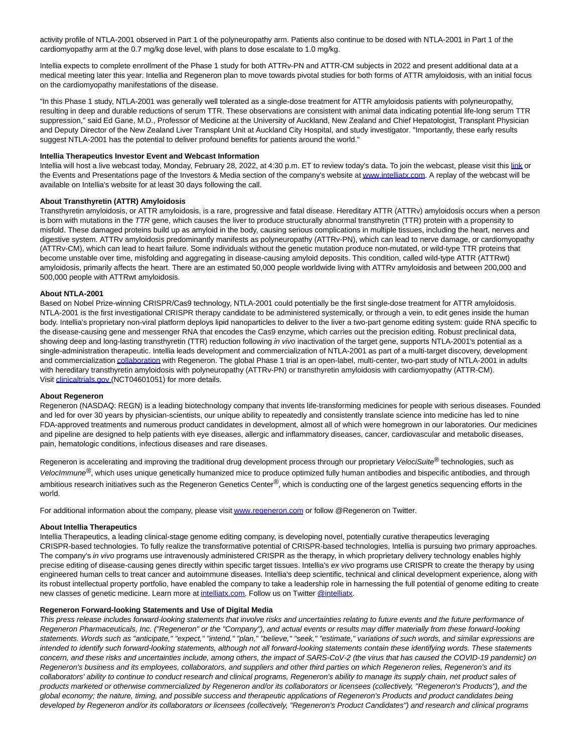activity profile of NTLA-2001 observed in Part 1 of the polyneuropathy arm. Patients also continue to be dosed with NTLA-2001 in Part 1 of the cardiomyopathy arm at the 0.7 mg/kg dose level, with plans to dose escalate to 1.0 mg/kg.

Intellia expects to complete enrollment of the Phase 1 study for both ATTRv-PN and ATTR-CM subjects in 2022 and present additional data at a medical meeting later this year. Intellia and Regeneron plan to move towards pivotal studies for both forms of ATTR amyloidosis, with an initial focus on the cardiomyopathy manifestations of the disease.

"In this Phase 1 study, NTLA-2001 was generally well tolerated as a single-dose treatment for ATTR amyloidosis patients with polyneuropathy, resulting in deep and durable reductions of serum TTR. These observations are consistent with animal data indicating potential life-long serum TTR suppression," said Ed Gane, M.D., Professor of Medicine at the University of Auckland, New Zealand and Chief Hepatologist, Transplant Physician and Deputy Director of the New Zealand Liver Transplant Unit at Auckland City Hospital, and study investigator. "Importantly, these early results suggest NTLA-2001 has the potential to deliver profound benefits for patients around the world."

**Intellia Therapeutics Investor Event and Webcast Information**

Intellia will host a live webcast today, Monday, February 28, 2022, at 4:30 p.m. ET to review today's data. To join the webcast, please visit this link or the Events and Presentations page of the Investors & Media section of the company's website at www.intelliatx.com. A replay of the webcast will be available on Intellia's website for at least 30 days following the call.

**About Transthyretin (ATTR) Amyloidosis**

Transthyretin amyloidosis, or ATTR amyloidosis, is a rare, progressive and fatal disease. Hereditary ATTR (ATTRv) amyloidosis occurs when a person is born with mutations in the *TTR* gene, which causes the liver to produce structurally abnormal transthyretin (TTR) protein with a propensity to misfold. These damaged proteins build up as amyloid in the body, causing serious complications in multiple tissues, including the heart, nerves and digestive system. ATTRv amyloidosis predominantly manifests as polyneuropathy (ATTRv-PN), which can lead to nerve damage, or cardiomyopathy (ATTRv-CM), which can lead to heart failure. Some individuals without the genetic mutation produce non-mutated, or wild-type TTR proteins that become unstable over time, misfolding and aggregating in disease-causing amyloid deposits. This condition, called wild-type ATTR (ATTRwt) amyloidosis, primarily affects the heart. There are an estimated 50,000 people worldwide living with ATTRv amyloidosis and between 200,000 and 500,000 people with ATTRwt amyloidosis.

**About NTLA-2001**

Based on Nobel Prize-winning CRISPR/Cas9 technology, NTLA-2001 could potentially be the first single-dose treatment for ATTR amyloidosis. NTLA-2001 is the first investigational CRISPR therapy candidate to be administered systemically, or through a vein, to edit genes inside the human body. Intellia's proprietary non-viral platform deploys lipid nanoparticles to deliver to the liver a two-part genome editing system: guide RNA specific to the disease-causing gene and messenger RNA that encodes the Cas9 enzyme, which carries out the precision editing. Robust preclinical data, showing deep and long-lasting transthyretin (TTR) reduction following *in vivo* inactivation of the target gene, supports NTLA-2001's potential as a single-administration therapeutic. Intellia leads development and commercialization of NTLA-2001 as part of a multi-target discovery, development and commercialization collaboration with Regeneron. The global Phase 1 trial is an open-label, multi-center, two-part study of NTLA-2001 in adults with hereditary transthyretin amyloidosis with polyneuropathy (ATTRv-PN) or transthyretin amyloidosis with cardiomyopathy (ATTR-CM). Visit clinicaltrials.gov (NCT04601051) for more details.

**About Regeneron**

Regeneron (NASDAQ: REGN) is a leading biotechnology company that invents life-transforming medicines for people with serious diseases. Founded and led for over 30 years by physician-scientists, our unique ability to repeatedly and consistently translate science into medicine has led to nine FDA-approved treatments and numerous product candidates in development, almost all of which were homegrown in our laboratories. Our medicines and pipeline are designed to help patients with eye diseases, allergic and inflammatory diseases, cancer, cardiovascular and metabolic diseases, pain, hematologic conditions, infectious diseases and rare diseases.

Regeneron is accelerating and improving the traditional drug development process through our proprietary *VelociSuite*® technologies, such as *VelocImmune*®, which uses unique genetically humanized mice to produce optimized fully human antibodies and bispecific antibodies, and through ambitious research initiatives such as the Regeneron Genetics Center®, which is conducting one of the largest genetics sequencing efforts in the world.

For additional information about the company, please visit www.regeneron.com or follow @Regeneron on Twitter.

**About Intellia Therapeutics**

Intellia Therapeutics, a leading clinical-stage genome editing company, is developing novel, potentially curative therapeutics leveraging CRISPR-based technologies. To fully realize the transformative potential of CRISPR-based technologies, Intellia is pursuing two primary approaches. The company's *in vivo* programs use intravenously administered CRISPR as the therapy, in which proprietary delivery technology enables highly precise editing of disease-causing genes directly within specific target tissues. Intellia's *ex vivo* programs use CRISPR to create the therapy by using engineered human cells to treat cancer and autoimmune diseases. Intellia's deep scientific, technical and clinical development experience, along with its robust intellectual property portfolio, have enabled the company to take a leadership role in harnessing the full potential of genome editing to create new classes of genetic medicine. Learn more at intelliatx.com. Follow us on Twitter @intelliatx.

**Regeneron Forward-looking Statements and Use of Digital Media**

*This press release includes forward-looking statements that involve risks and uncertainties relating to future events and the future performance of Regeneron Pharmaceuticals, Inc. ("Regeneron" or the "Company"), and actual events or results may differ materially from these forward-looking statements. Words such as "anticipate," "expect," "intend," "plan," "believe," "seek," "estimate," variations of such words, and similar expressions are intended to identify such forward-looking statements, although not all forward-looking statements contain these identifying words. These statements concern, and these risks and uncertainties include, among others, the impact of SARS-CoV-2 (the virus that has caused the COVID-19 pandemic) on Regeneron's business and its employees, collaborators, and suppliers and other third parties on which Regeneron relies, Regeneron's and its collaborators' ability to continue to conduct research and clinical programs, Regeneron's ability to manage its supply chain, net product sales of products marketed or otherwise commercialized by Regeneron and/or its collaborators or licensees (collectively, "Regeneron's Products"), and the global economy; the nature, timing, and possible success and therapeutic applications of Regeneron's Products and product candidates being developed by Regeneron and/or its collaborators or licensees (collectively, "Regeneron's Product Candidates") and research and clinical programs*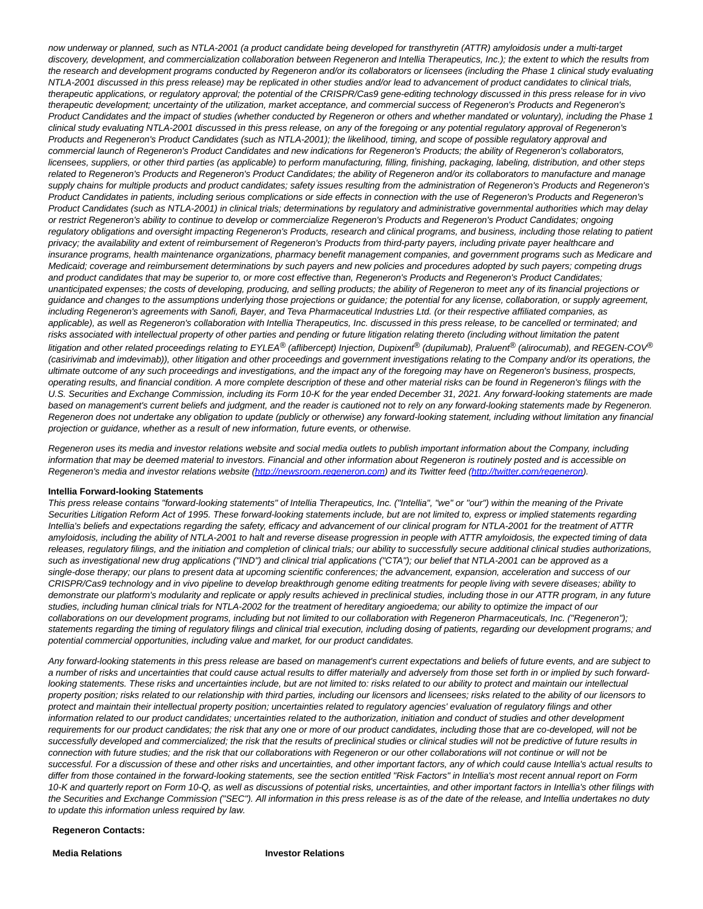*now underway or planned, such as NTLA-2001 (a product candidate being developed for transthyretin (ATTR) amyloidosis under a multi-target discovery, development, and commercialization collaboration between Regeneron and Intellia Therapeutics, Inc.); the extent to which the results from the research and development programs conducted by Regeneron and/or its collaborators or licensees (including the Phase 1 clinical study evaluating NTLA-2001 discussed in this press release) may be replicated in other studies and/or lead to advancement of product candidates to clinical trials, therapeutic applications, or regulatory approval; the potential of the CRISPR/Cas9 gene-editing technology discussed in this press release for in vivo therapeutic development; uncertainty of the utilization, market acceptance, and commercial success of Regeneron's Products and Regeneron's Product Candidates and the impact of studies (whether conducted by Regeneron or others and whether mandated or voluntary), including the Phase 1 clinical study evaluating NTLA-2001 discussed in this press release, on any of the foregoing or any potential regulatory approval of Regeneron's Products and Regeneron's Product Candidates (such as NTLA-2001); the likelihood, timing, and scope of possible regulatory approval and commercial launch of Regeneron's Product Candidates and new indications for Regeneron's Products; the ability of Regeneron's collaborators, licensees, suppliers, or other third parties (as applicable) to perform manufacturing, filling, finishing, packaging, labeling, distribution, and other steps related to Regeneron's Products and Regeneron's Product Candidates; the ability of Regeneron and/or its collaborators to manufacture and manage supply chains for multiple products and product candidates; safety issues resulting from the administration of Regeneron's Products and Regeneron's Product Candidates in patients, including serious complications or side effects in connection with the use of Regeneron's Products and Regeneron's Product Candidates (such as NTLA-2001) in clinical trials; determinations by regulatory and administrative governmental authorities which may delay or restrict Regeneron's ability to continue to develop or commercialize Regeneron's Products and Regeneron's Product Candidates; ongoing regulatory obligations and oversight impacting Regeneron's Products, research and clinical programs, and business, including those relating to patient privacy; the availability and extent of reimbursement of Regeneron's Products from third-party payers, including private payer healthcare and insurance programs, health maintenance organizations, pharmacy benefit management companies, and government programs such as Medicare and Medicaid; coverage and reimbursement determinations by such payers and new policies and procedures adopted by such payers; competing drugs and product candidates that may be superior to, or more cost effective than, Regeneron's Products and Regeneron's Product Candidates; unanticipated expenses; the costs of developing, producing, and selling products; the ability of Regeneron to meet any of its financial projections or guidance and changes to the assumptions underlying those projections or guidance; the potential for any license, collaboration, or supply agreement, including Regeneron's agreements with Sanofi, Bayer, and Teva Pharmaceutical Industries Ltd. (or their respective affiliated companies, as applicable), as well as Regeneron's collaboration with Intellia Therapeutics, Inc. discussed in this press release, to be cancelled or terminated; and risks associated with intellectual property of other parties and pending or future litigation relating thereto (including without limitation the patent litigation and other related proceedings relating to EYLEA® (aflibercept) Injection, Dupixent® (dupilumab), Praluent® (alirocumab), and REGEN-COV® (casirivimab and imdevimab)), other litigation and other proceedings and government investigations relating to the Company and/or its operations, the ultimate outcome of any such proceedings and investigations, and the impact any of the foregoing may have on Regeneron's business, prospects, operating results, and financial condition. A more complete description of these and other material risks can be found in Regeneron's filings with the U.S. Securities and Exchange Commission, including its Form 10-K for the year ended December 31, 2021. Any forward-looking statements are made based on management's current beliefs and judgment, and the reader is cautioned not to rely on any forward-looking statements made by Regeneron. Regeneron does not undertake any obligation to update (publicly or otherwise) any forward-looking statement, including without limitation any financial projection or guidance, whether as a result of new information, future events, or otherwise.*

*Regeneron uses its media and investor relations website and social media outlets to publish important information about the Company, including information that may be deemed material to investors. Financial and other information about Regeneron is routinely posted and is accessible on Regeneron's media and investor relations website ([http://newsroom.regeneron.com](http://newsroom.regeneron.com)) and its Twitter feed ([http://twitter.com/regeneron](http://twitter.com/regeneron)).*

**Intellia Forward-looking Statements**

*This press release contains "forward-looking statements" of Intellia Therapeutics, Inc. ("Intellia", "we" or "our") within the meaning of the Private Securities Litigation Reform Act of 1995. These forward-looking statements include, but are not limited to, express or implied statements regarding Intellia's beliefs and expectations regarding the safety, efficacy and advancement of our clinical program for NTLA-2001 for the treatment of ATTR amyloidosis, including the ability of NTLA-2001 to halt and reverse disease progression in people with ATTR amyloidosis, the expected timing of data releases, regulatory filings, and the initiation and completion of clinical trials; our ability to successfully secure additional clinical studies authorizations, such as investigational new drug applications ("IND") and clinical trial applications ("CTA"); our belief that NTLA-2001 can be approved as a single-dose therapy; our plans to present data at upcoming scientific conferences; the advancement, expansion, acceleration and success of our CRISPR/Cas9 technology and in vivo pipeline to develop breakthrough genome editing treatments for people living with severe diseases; ability to demonstrate our platform's modularity and replicate or apply results achieved in preclinical studies, including those in our ATTR program, in any future studies, including human clinical trials for NTLA-2002 for the treatment of hereditary angioedema; our ability to optimize the impact of our collaborations on our development programs, including but not limited to our collaboration with Regeneron Pharmaceuticals, Inc. ("Regeneron"); statements regarding the timing of regulatory filings and clinical trial execution, including dosing of patients, regarding our development programs; and potential commercial opportunities, including value and market, for our product candidates.*

*Any forward-looking statements in this press release are based on management's current expectations and beliefs of future events, and are subject to a number of risks and uncertainties that could cause actual results to differ materially and adversely from those set forth in or implied by such forward-looking statements. These risks and uncertainties include, but are not limited to: risks related to our ability to protect and maintain our intellectual property position; risks related to our relationship with third parties, including our licensors and licensees; risks related to the ability of our licensors to protect and maintain their intellectual property position; uncertainties related to regulatory agencies' evaluation of regulatory filings and other information related to our product candidates; uncertainties related to the authorization, initiation and conduct of studies and other development requirements for our product candidates; the risk that any one or more of our product candidates, including those that are co-developed, will not be successfully developed and commercialized; the risk that the results of preclinical studies or clinical studies will not be predictive of future results in connection with future studies; and the risk that our collaborations with Regeneron or our other collaborations will not continue or will not be successful. For a discussion of these and other risks and uncertainties, and other important factors, any of which could cause Intellia's actual results to differ from those contained in the forward-looking statements, see the section entitled "Risk Factors" in Intellia's most recent annual report on Form 10-K and quarterly report on Form 10-Q, as well as discussions of potential risks, uncertainties, and other important factors in Intellia's other filings with the Securities and Exchange Commission ("SEC"). All information in this press release is as of the date of the release, and Intellia undertakes no duty to update this information unless required by law.*

**Regeneron Contacts:**

| **Media Relations** | **Investor Relations** |
|---|---|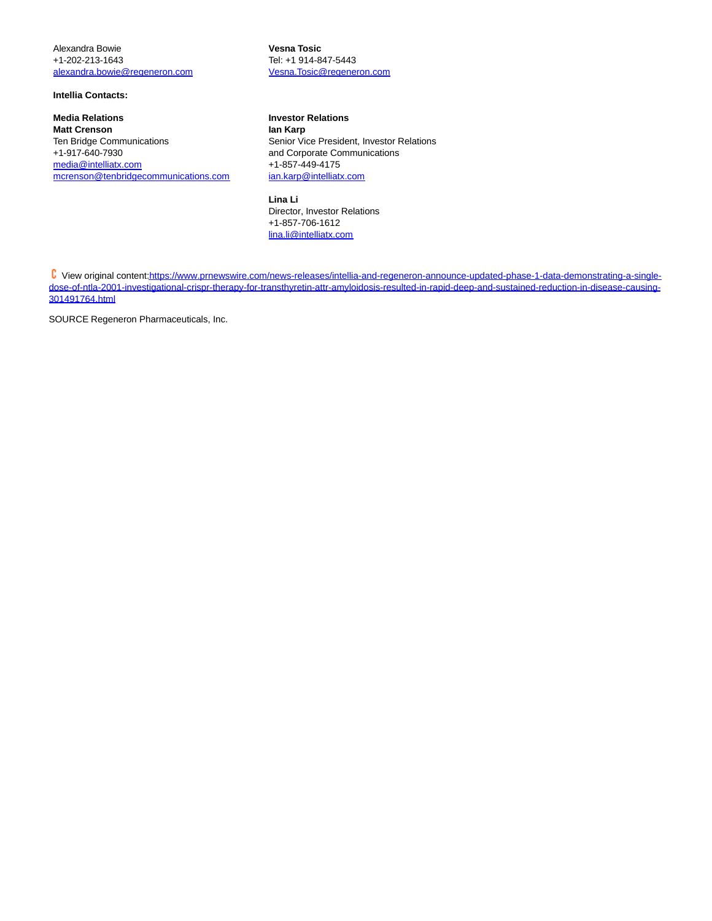Alexandra Bowie
+1-202-213-1643
alexandra.bowie@regeneron.com

**Vesna Tosic**
Tel: +1 914-847-5443
Vesna.Tosic@regeneron.com

**Intellia Contacts:**

**Media Relations**
**Matt Crenson**
Ten Bridge Communications
+1-917-640-7930
media@intelliatx.com
mcrenson@tenbridgecommunications.com

**Investor Relations**
**Ian Karp**
Senior Vice President, Investor Relations and Corporate Communications
+1-857-449-4175
ian.karp@intelliatx.com

**Lina Li**
Director, Investor Relations
+1-857-706-1612
lina.li@intelliatx.com

View original content:https://www.prnewswire.com/news-releases/intellia-and-regeneron-announce-updated-phase-1-data-demonstrating-a-single-dose-of-ntla-2001-investigational-crispr-therapy-for-transthyretin-attr-amyloidosis-resulted-in-rapid-deep-and-sustained-reduction-in-disease-causing-301491764.html

SOURCE Regeneron Pharmaceuticals, Inc.